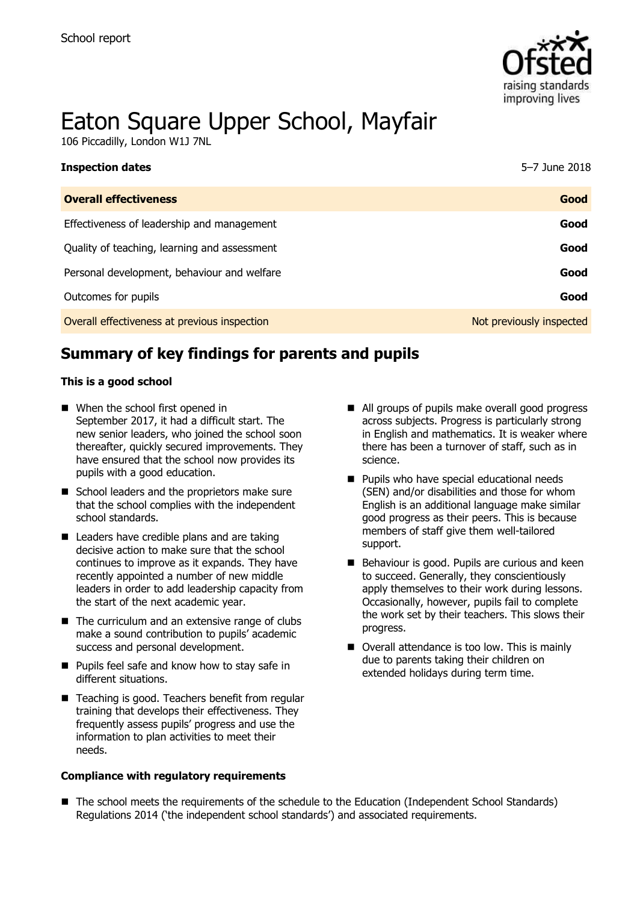School report

# Eaton Square Upper School, Mayfair

106 Piccadilly, London W1J 7NL

| **Inspection dates** | 5–7 June 2018 |
|---|---|
| **Overall effectiveness** | **Good** |
| Effectiveness of leadership and management | **Good** |
| Quality of teaching, learning and assessment | **Good** |
| Personal development, behaviour and welfare | **Good** |
| Outcomes for pupils | **Good** |
| Overall effectiveness at previous inspection | Not previously inspected |

## Summary of key findings for parents and pupils

**This is a good school**

- When the school first opened in September 2017, it had a difficult start. The new senior leaders, who joined the school soon thereafter, quickly secured improvements. They have ensured that the school now provides its pupils with a good education.
- School leaders and the proprietors make sure that the school complies with the independent school standards.
- Leaders have credible plans and are taking decisive action to make sure that the school continues to improve as it expands. They have recently appointed a number of new middle leaders in order to add leadership capacity from the start of the next academic year.
- The curriculum and an extensive range of clubs make a sound contribution to pupils' academic success and personal development.
- Pupils feel safe and know how to stay safe in different situations.
- Teaching is good. Teachers benefit from regular training that develops their effectiveness. They frequently assess pupils' progress and use the information to plan activities to meet their needs.
- All groups of pupils make overall good progress across subjects. Progress is particularly strong in English and mathematics. It is weaker where there has been a turnover of staff, such as in science.
- Pupils who have special educational needs (SEN) and/or disabilities and those for whom English is an additional language make similar good progress as their peers. This is because members of staff give them well-tailored support.
- Behaviour is good. Pupils are curious and keen to succeed. Generally, they conscientiously apply themselves to their work during lessons. Occasionally, however, pupils fail to complete the work set by their teachers. This slows their progress.
- Overall attendance is too low. This is mainly due to parents taking their children on extended holidays during term time.

**Compliance with regulatory requirements**

- The school meets the requirements of the schedule to the Education (Independent School Standards) Regulations 2014 ('the independent school standards') and associated requirements.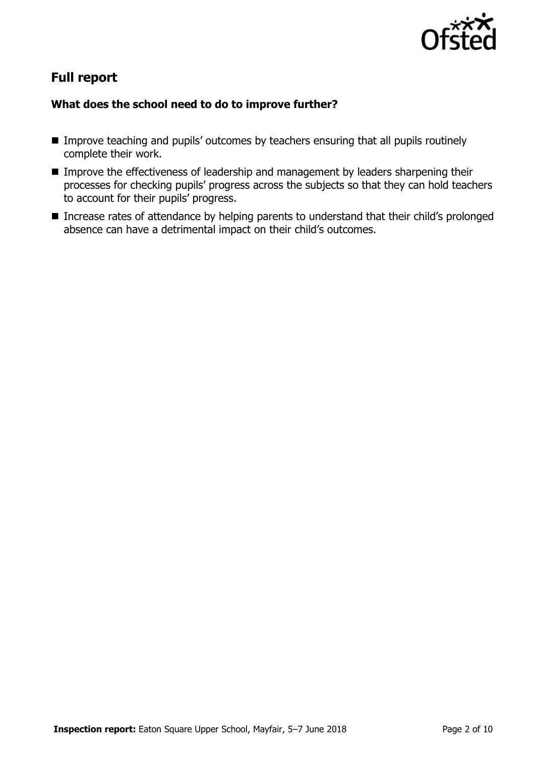## Full report

### What does the school need to do to improve further?

- Improve teaching and pupils' outcomes by teachers ensuring that all pupils routinely complete their work.
- Improve the effectiveness of leadership and management by leaders sharpening their processes for checking pupils' progress across the subjects so that they can hold teachers to account for their pupils' progress.
- Increase rates of attendance by helping parents to understand that their child's prolonged absence can have a detrimental impact on their child's outcomes.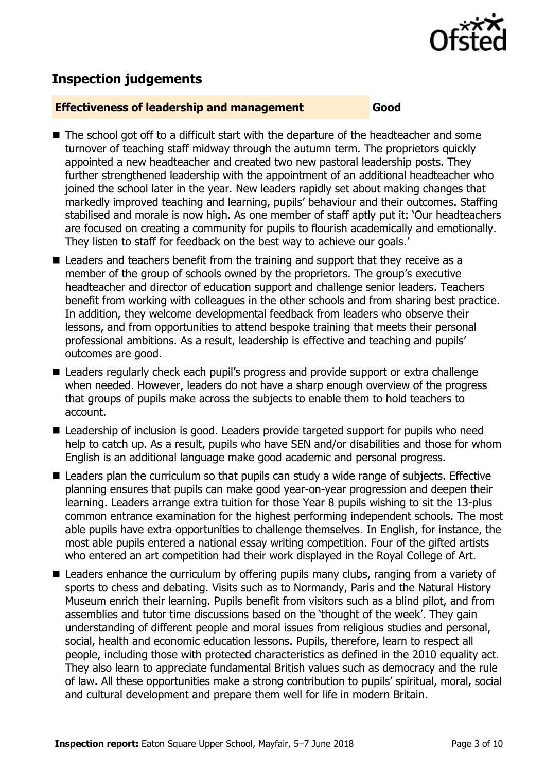## Inspection judgements

**Effectiveness of leadership and management** **Good**

- The school got off to a difficult start with the departure of the headteacher and some turnover of teaching staff midway through the autumn term. The proprietors quickly appointed a new headteacher and created two new pastoral leadership posts. They further strengthened leadership with the appointment of an additional headteacher who joined the school later in the year. New leaders rapidly set about making changes that markedly improved teaching and learning, pupils' behaviour and their outcomes. Staffing stabilised and morale is now high. As one member of staff aptly put it: 'Our headteachers are focused on creating a community for pupils to flourish academically and emotionally. They listen to staff for feedback on the best way to achieve our goals.'
- Leaders and teachers benefit from the training and support that they receive as a member of the group of schools owned by the proprietors. The group's executive headteacher and director of education support and challenge senior leaders. Teachers benefit from working with colleagues in the other schools and from sharing best practice. In addition, they welcome developmental feedback from leaders who observe their lessons, and from opportunities to attend bespoke training that meets their personal professional ambitions. As a result, leadership is effective and teaching and pupils' outcomes are good.
- Leaders regularly check each pupil's progress and provide support or extra challenge when needed. However, leaders do not have a sharp enough overview of the progress that groups of pupils make across the subjects to enable them to hold teachers to account.
- Leadership of inclusion is good. Leaders provide targeted support for pupils who need help to catch up. As a result, pupils who have SEN and/or disabilities and those for whom English is an additional language make good academic and personal progress.
- Leaders plan the curriculum so that pupils can study a wide range of subjects. Effective planning ensures that pupils can make good year-on-year progression and deepen their learning. Leaders arrange extra tuition for those Year 8 pupils wishing to sit the 13-plus common entrance examination for the highest performing independent schools. The most able pupils have extra opportunities to challenge themselves. In English, for instance, the most able pupils entered a national essay writing competition. Four of the gifted artists who entered an art competition had their work displayed in the Royal College of Art.
- Leaders enhance the curriculum by offering pupils many clubs, ranging from a variety of sports to chess and debating. Visits such as to Normandy, Paris and the Natural History Museum enrich their learning. Pupils benefit from visitors such as a blind pilot, and from assemblies and tutor time discussions based on the 'thought of the week'. They gain understanding of different people and moral issues from religious studies and personal, social, health and economic education lessons. Pupils, therefore, learn to respect all people, including those with protected characteristics as defined in the 2010 equality act. They also learn to appreciate fundamental British values such as democracy and the rule of law. All these opportunities make a strong contribution to pupils' spiritual, moral, social and cultural development and prepare them well for life in modern Britain.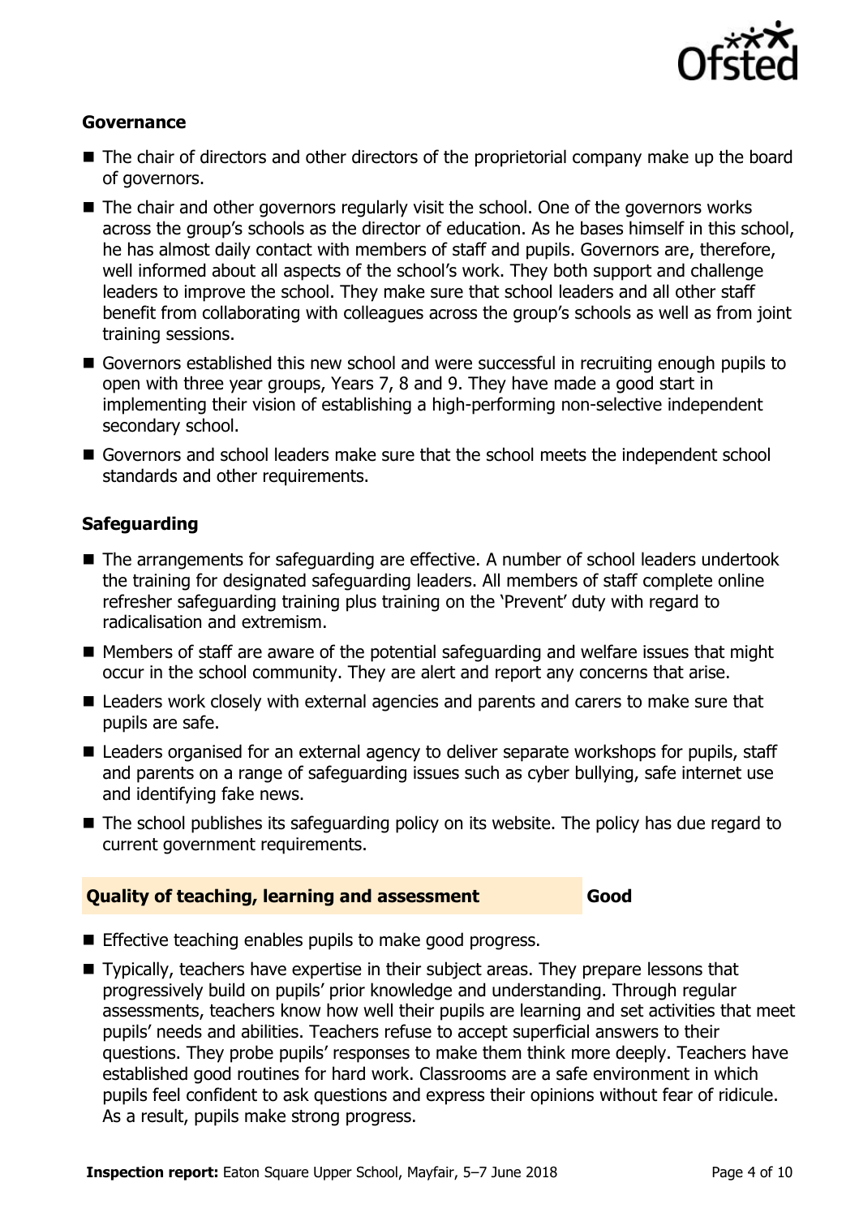### Governance

- The chair of directors and other directors of the proprietorial company make up the board of governors.
- The chair and other governors regularly visit the school. One of the governors works across the group's schools as the director of education. As he bases himself in this school, he has almost daily contact with members of staff and pupils. Governors are, therefore, well informed about all aspects of the school's work. They both support and challenge leaders to improve the school. They make sure that school leaders and all other staff benefit from collaborating with colleagues across the group's schools as well as from joint training sessions.
- Governors established this new school and were successful in recruiting enough pupils to open with three year groups, Years 7, 8 and 9. They have made a good start in implementing their vision of establishing a high-performing non-selective independent secondary school.
- Governors and school leaders make sure that the school meets the independent school standards and other requirements.

### Safeguarding

- The arrangements for safeguarding are effective. A number of school leaders undertook the training for designated safeguarding leaders. All members of staff complete online refresher safeguarding training plus training on the 'Prevent' duty with regard to radicalisation and extremism.
- Members of staff are aware of the potential safeguarding and welfare issues that might occur in the school community. They are alert and report any concerns that arise.
- Leaders work closely with external agencies and parents and carers to make sure that pupils are safe.
- Leaders organised for an external agency to deliver separate workshops for pupils, staff and parents on a range of safeguarding issues such as cyber bullying, safe internet use and identifying fake news.
- The school publishes its safeguarding policy on its website. The policy has due regard to current government requirements.

## Quality of teaching, learning and assessment — Good

- Effective teaching enables pupils to make good progress.
- Typically, teachers have expertise in their subject areas. They prepare lessons that progressively build on pupils' prior knowledge and understanding. Through regular assessments, teachers know how well their pupils are learning and set activities that meet pupils' needs and abilities. Teachers refuse to accept superficial answers to their questions. They probe pupils' responses to make them think more deeply. Teachers have established good routines for hard work. Classrooms are a safe environment in which pupils feel confident to ask questions and express their opinions without fear of ridicule. As a result, pupils make strong progress.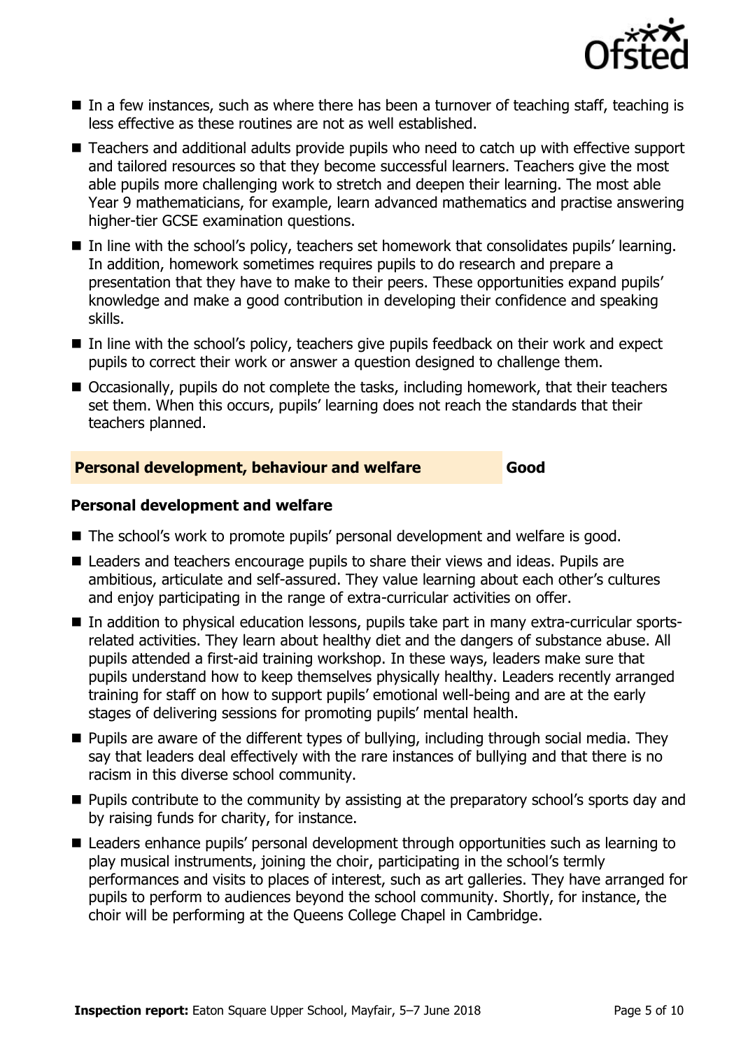- In a few instances, such as where there has been a turnover of teaching staff, teaching is less effective as these routines are not as well established.
- Teachers and additional adults provide pupils who need to catch up with effective support and tailored resources so that they become successful learners. Teachers give the most able pupils more challenging work to stretch and deepen their learning. The most able Year 9 mathematicians, for example, learn advanced mathematics and practise answering higher-tier GCSE examination questions.
- In line with the school's policy, teachers set homework that consolidates pupils' learning. In addition, homework sometimes requires pupils to do research and prepare a presentation that they have to make to their peers. These opportunities expand pupils' knowledge and make a good contribution in developing their confidence and speaking skills.
- In line with the school's policy, teachers give pupils feedback on their work and expect pupils to correct their work or answer a question designed to challenge them.
- Occasionally, pupils do not complete the tasks, including homework, that their teachers set them. When this occurs, pupils' learning does not reach the standards that their teachers planned.

## Personal development, behaviour and welfare — Good

### Personal development and welfare

- The school's work to promote pupils' personal development and welfare is good.
- Leaders and teachers encourage pupils to share their views and ideas. Pupils are ambitious, articulate and self-assured. They value learning about each other's cultures and enjoy participating in the range of extra-curricular activities on offer.
- In addition to physical education lessons, pupils take part in many extra-curricular sports-related activities. They learn about healthy diet and the dangers of substance abuse. All pupils attended a first-aid training workshop. In these ways, leaders make sure that pupils understand how to keep themselves physically healthy. Leaders recently arranged training for staff on how to support pupils' emotional well-being and are at the early stages of delivering sessions for promoting pupils' mental health.
- Pupils are aware of the different types of bullying, including through social media. They say that leaders deal effectively with the rare instances of bullying and that there is no racism in this diverse school community.
- Pupils contribute to the community by assisting at the preparatory school's sports day and by raising funds for charity, for instance.
- Leaders enhance pupils' personal development through opportunities such as learning to play musical instruments, joining the choir, participating in the school's termly performances and visits to places of interest, such as art galleries. They have arranged for pupils to perform to audiences beyond the school community. Shortly, for instance, the choir will be performing at the Queens College Chapel in Cambridge.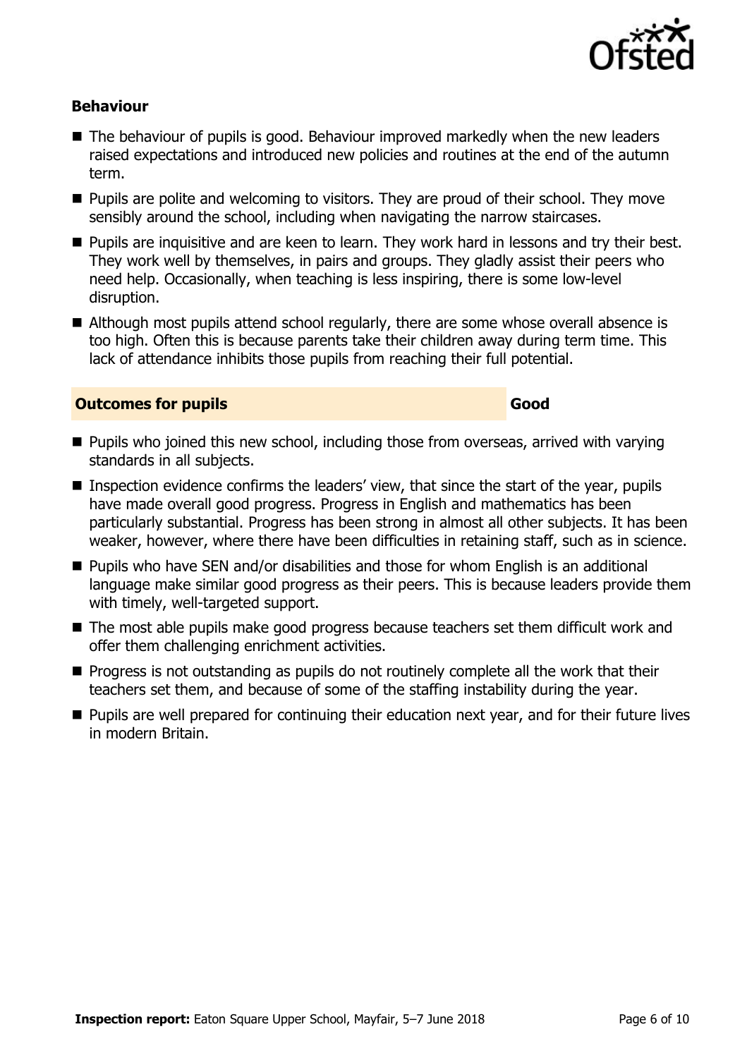### Behaviour

- The behaviour of pupils is good. Behaviour improved markedly when the new leaders raised expectations and introduced new policies and routines at the end of the autumn term.
- Pupils are polite and welcoming to visitors. They are proud of their school. They move sensibly around the school, including when navigating the narrow staircases.
- Pupils are inquisitive and are keen to learn. They work hard in lessons and try their best. They work well by themselves, in pairs and groups. They gladly assist their peers who need help. Occasionally, when teaching is less inspiring, there is some low-level disruption.
- Although most pupils attend school regularly, there are some whose overall absence is too high. Often this is because parents take their children away during term time. This lack of attendance inhibits those pupils from reaching their full potential.

| Outcomes for pupils | Good |
|---|---|

- Pupils who joined this new school, including those from overseas, arrived with varying standards in all subjects.
- Inspection evidence confirms the leaders' view, that since the start of the year, pupils have made overall good progress. Progress in English and mathematics has been particularly substantial. Progress has been strong in almost all other subjects. It has been weaker, however, where there have been difficulties in retaining staff, such as in science.
- Pupils who have SEN and/or disabilities and those for whom English is an additional language make similar good progress as their peers. This is because leaders provide them with timely, well-targeted support.
- The most able pupils make good progress because teachers set them difficult work and offer them challenging enrichment activities.
- Progress is not outstanding as pupils do not routinely complete all the work that their teachers set them, and because of some of the staffing instability during the year.
- Pupils are well prepared for continuing their education next year, and for their future lives in modern Britain.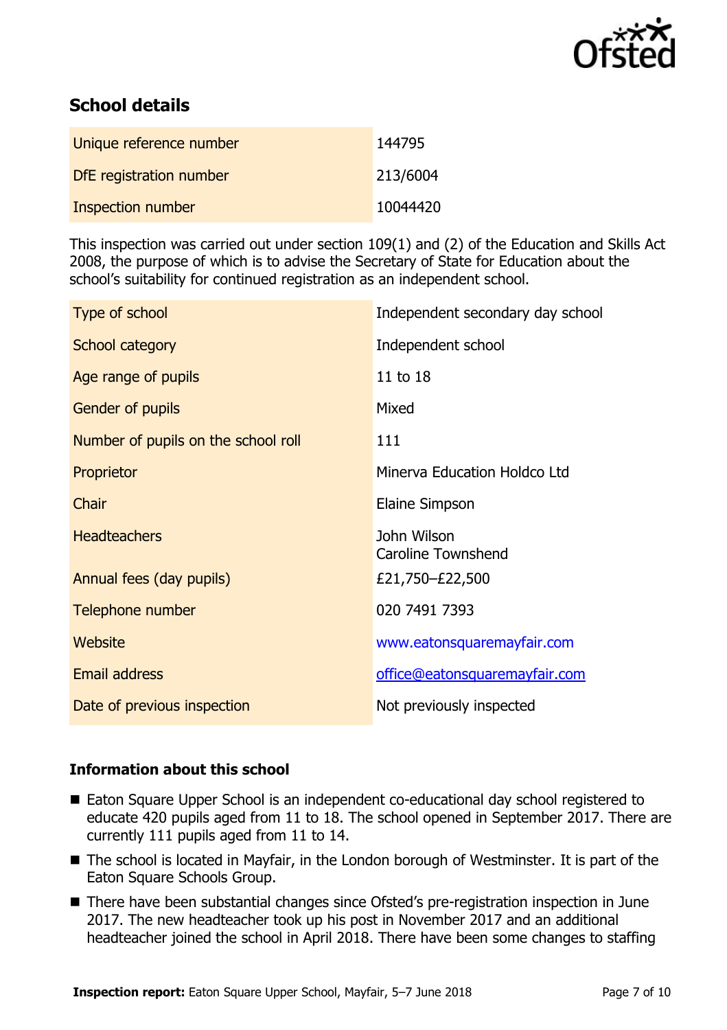## School details

| | |
|---|---|
| Unique reference number | 144795 |
| DfE registration number | 213/6004 |
| Inspection number | 10044420 |

This inspection was carried out under section 109(1) and (2) of the Education and Skills Act 2008, the purpose of which is to advise the Secretary of State for Education about the school's suitability for continued registration as an independent school.

| | |
|---|---|
| Type of school | Independent secondary day school |
| School category | Independent school |
| Age range of pupils | 11 to 18 |
| Gender of pupils | Mixed |
| Number of pupils on the school roll | 111 |
| Proprietor | Minerva Education Holdco Ltd |
| Chair | Elaine Simpson |
| Headteachers | John Wilson<br>Caroline Townshend |
| Annual fees (day pupils) | £21,750–£22,500 |
| Telephone number | 020 7491 7393 |
| Website | www.eatonsquaremayfair.com |
| Email address | office@eatonsquaremayfair.com |
| Date of previous inspection | Not previously inspected |

### Information about this school

- Eaton Square Upper School is an independent co-educational day school registered to educate 420 pupils aged from 11 to 18. The school opened in September 2017. There are currently 111 pupils aged from 11 to 14.
- The school is located in Mayfair, in the London borough of Westminster. It is part of the Eaton Square Schools Group.
- There have been substantial changes since Ofsted's pre-registration inspection in June 2017. The new headteacher took up his post in November 2017 and an additional headteacher joined the school in April 2018. There have been some changes to staffing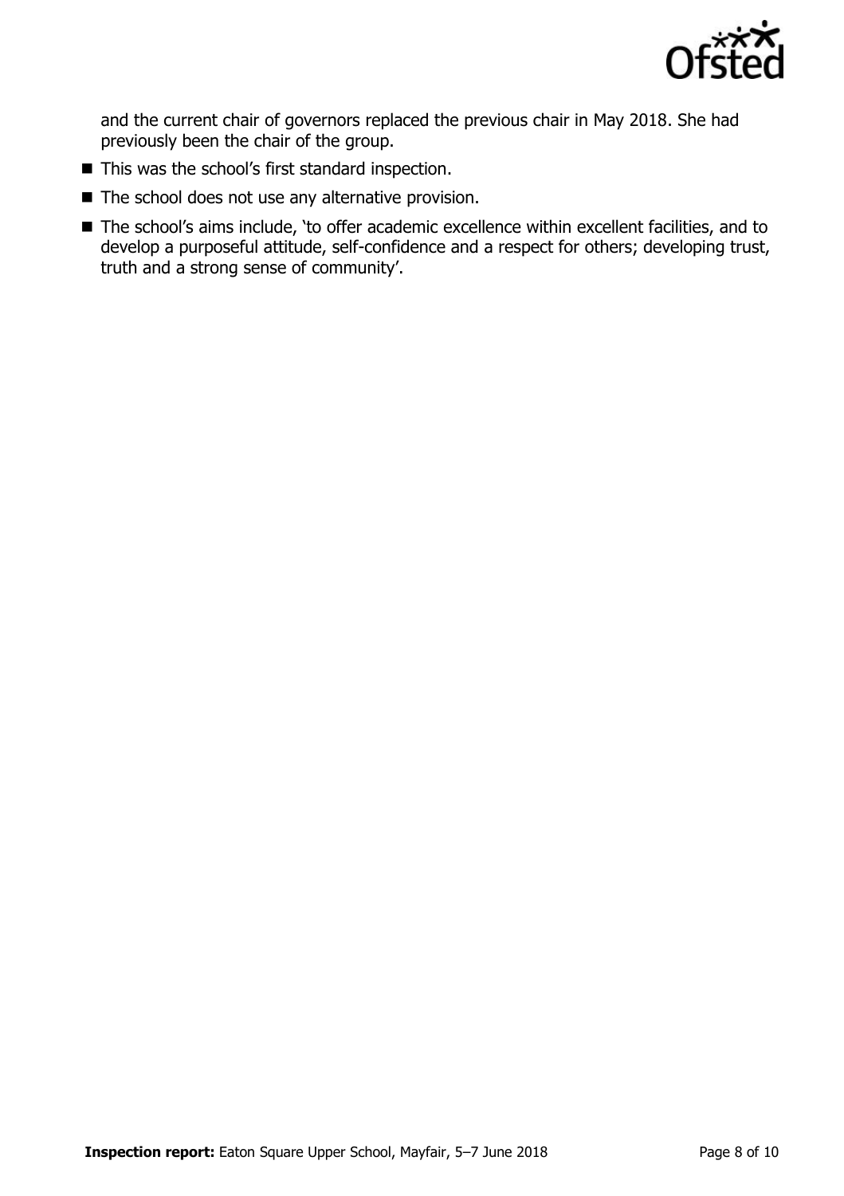and the current chair of governors replaced the previous chair in May 2018. She had previously been the chair of the group.

- This was the school's first standard inspection.
- The school does not use any alternative provision.
- The school's aims include, 'to offer academic excellence within excellent facilities, and to develop a purposeful attitude, self-confidence and a respect for others; developing trust, truth and a strong sense of community'.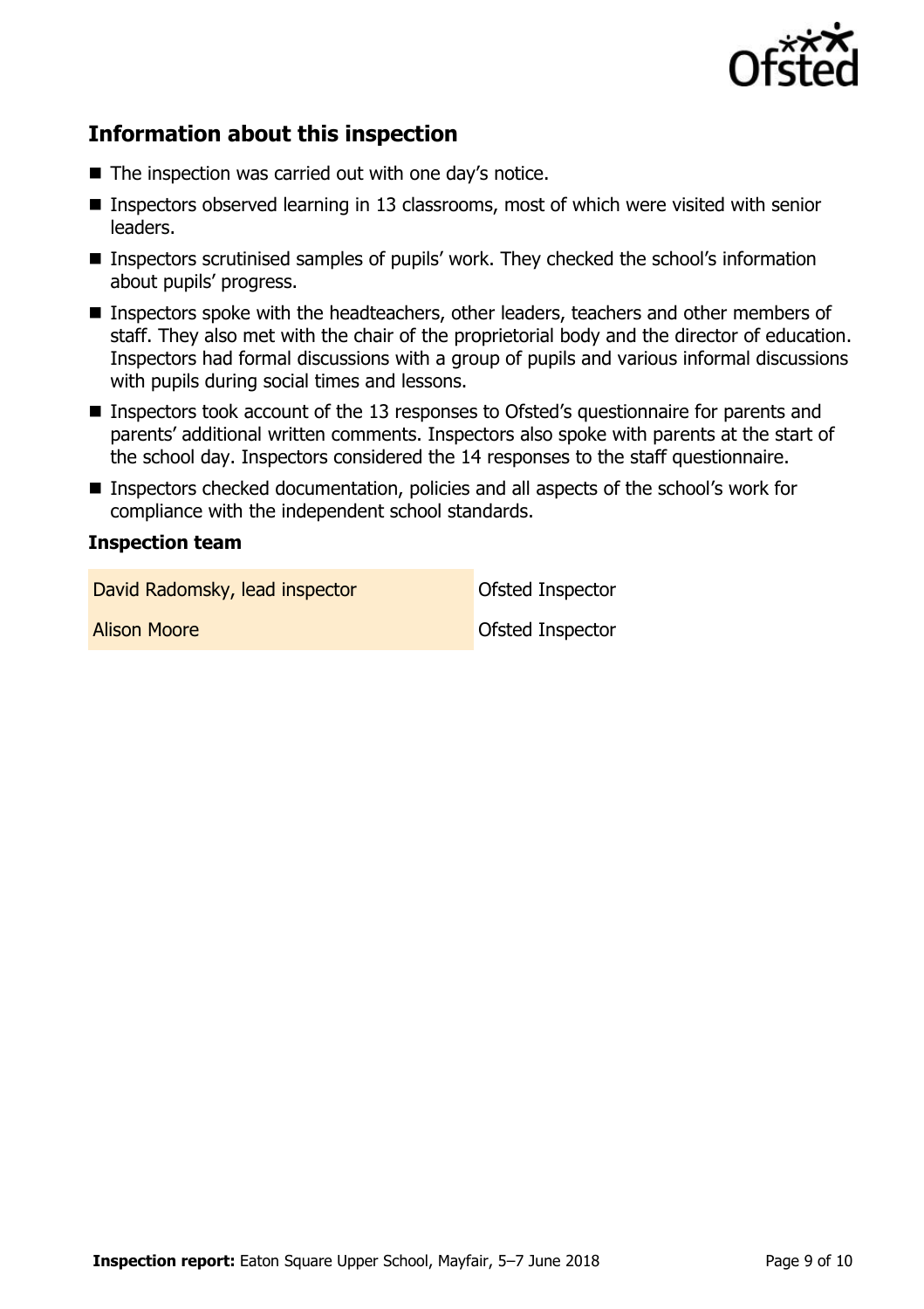## Information about this inspection

- The inspection was carried out with one day's notice.
- Inspectors observed learning in 13 classrooms, most of which were visited with senior leaders.
- Inspectors scrutinised samples of pupils' work. They checked the school's information about pupils' progress.
- Inspectors spoke with the headteachers, other leaders, teachers and other members of staff. They also met with the chair of the proprietorial body and the director of education. Inspectors had formal discussions with a group of pupils and various informal discussions with pupils during social times and lessons.
- Inspectors took account of the 13 responses to Ofsted's questionnaire for parents and parents' additional written comments. Inspectors also spoke with parents at the start of the school day. Inspectors considered the 14 responses to the staff questionnaire.
- Inspectors checked documentation, policies and all aspects of the school's work for compliance with the independent school standards.

### Inspection team

| | |
|---|---|
| David Radomsky, lead inspector | Ofsted Inspector |
| Alison Moore | Ofsted Inspector |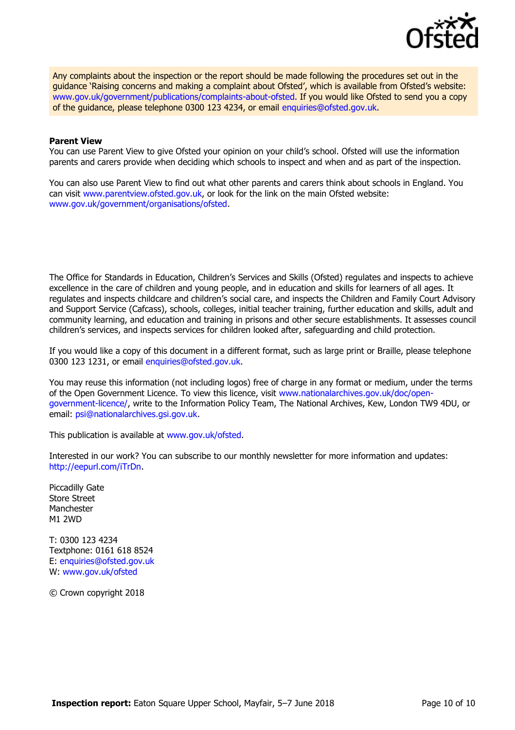Any complaints about the inspection or the report should be made following the procedures set out in the guidance 'Raising concerns and making a complaint about Ofsted', which is available from Ofsted's website: www.gov.uk/government/publications/complaints-about-ofsted. If you would like Ofsted to send you a copy of the guidance, please telephone 0300 123 4234, or email enquiries@ofsted.gov.uk.

**Parent View**

You can use Parent View to give Ofsted your opinion on your child's school. Ofsted will use the information parents and carers provide when deciding which schools to inspect and when and as part of the inspection.

You can also use Parent View to find out what other parents and carers think about schools in England. You can visit www.parentview.ofsted.gov.uk, or look for the link on the main Ofsted website: www.gov.uk/government/organisations/ofsted.

The Office for Standards in Education, Children's Services and Skills (Ofsted) regulates and inspects to achieve excellence in the care of children and young people, and in education and skills for learners of all ages. It regulates and inspects childcare and children's social care, and inspects the Children and Family Court Advisory and Support Service (Cafcass), schools, colleges, initial teacher training, further education and skills, adult and community learning, and education and training in prisons and other secure establishments. It assesses council children's services, and inspects services for children looked after, safeguarding and child protection.

If you would like a copy of this document in a different format, such as large print or Braille, please telephone 0300 123 1231, or email enquiries@ofsted.gov.uk.

You may reuse this information (not including logos) free of charge in any format or medium, under the terms of the Open Government Licence. To view this licence, visit www.nationalarchives.gov.uk/doc/open-government-licence/, write to the Information Policy Team, The National Archives, Kew, London TW9 4DU, or email: psi@nationalarchives.gsi.gov.uk.

This publication is available at www.gov.uk/ofsted.

Interested in our work? You can subscribe to our monthly newsletter for more information and updates: http://eepurl.com/iTrDn.

Piccadilly Gate
Store Street
Manchester
M1 2WD

T: 0300 123 4234
Textphone: 0161 618 8524
E: enquiries@ofsted.gov.uk
W: www.gov.uk/ofsted

© Crown copyright 2018